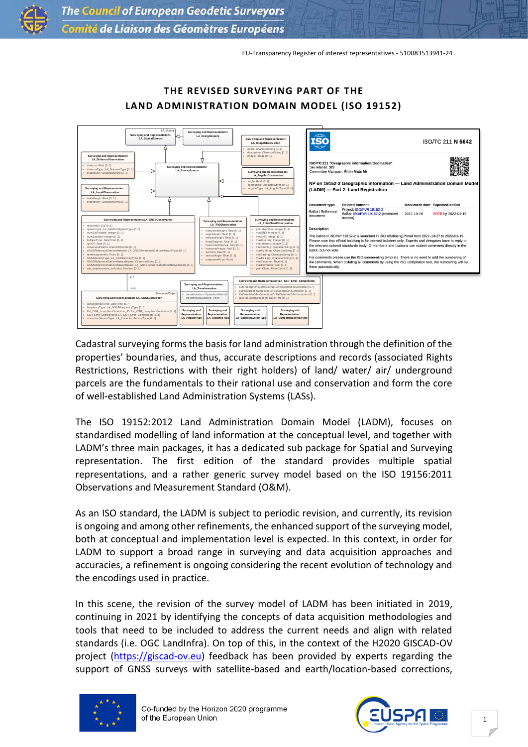EU-Transparency Register of interest representatives - 510083513941-24

# THE REVISED SURVEYING PART OF THE LAND ADMINISTRATION DOMAIN MODEL (ISO 19152)

Cadastral surveying forms the basis for land administration through the definition of the properties' boundaries, and thus, accurate descriptions and records (associated Rights Restrictions, Restrictions with their right holders) of land/ water/ air/ underground parcels are the fundamentals to their rational use and conservation and form the core of well-established Land Administration Systems (LASs).

The ISO 19152:2012 Land Administration Domain Model (LADM), focuses on standardised modelling of land information at the conceptual level, and together with LADM's three main packages, it has a dedicated sub package for Spatial and Surveying representation. The first edition of the standard provides multiple spatial representations, and a rather generic survey model based on the ISO 19156:2011 Observations and Measurement Standard (O&M).

As an ISO standard, the LADM is subject to periodic revision, and currently, its revision is ongoing and among other refinements, the enhanced support of the surveying model, both at conceptual and implementation level is expected. In this context, in order for LADM to support a broad range in surveying and data acquisition approaches and accuracies, a refinement is ongoing considering the recent evolution of technology and the encodings used in practice.

In this scene, the revision of the survey model of LADM has been initiated in 2019, continuing in 2021 by identifying the concepts of data acquisition methodologies and tools that need to be included to address the current needs and align with related standards (i.e. OGC LandInfra). On top of this, in the context of the H2020 GISCAD-OV project (https://giscad-ov.eu) feedback has been provided by experts regarding the support of GNSS surveys with satellite-based and earth/location-based corrections,

Co-funded by the Horizon 2020 programme of the European Union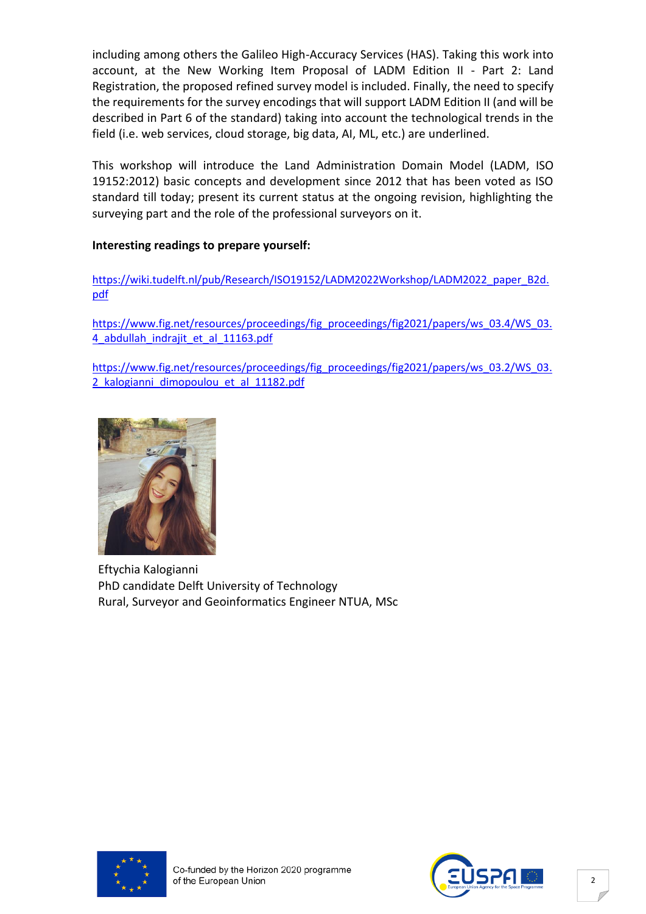including among others the Galileo High-Accuracy Services (HAS). Taking this work into account, at the New Working Item Proposal of LADM Edition II - Part 2: Land Registration, the proposed refined survey model is included. Finally, the need to specify the requirements for the survey encodings that will support LADM Edition II (and will be described in Part 6 of the standard) taking into account the technological trends in the field (i.e. web services, cloud storage, big data, AI, ML, etc.) are underlined.

This workshop will introduce the Land Administration Domain Model (LADM, ISO 19152:2012) basic concepts and development since 2012 that has been voted as ISO standard till today; present its current status at the ongoing revision, highlighting the surveying part and the role of the professional surveyors on it.

**Interesting readings to prepare yourself:**

https://wiki.tudelft.nl/pub/Research/ISO19152/LADM2022Workshop/LADM2022_paper_B2d.pdf

https://www.fig.net/resources/proceedings/fig_proceedings/fig2021/papers/ws_03.4/WS_03.4_abdullah_indrajit_et_al_11163.pdf

https://www.fig.net/resources/proceedings/fig_proceedings/fig2021/papers/ws_03.2/WS_03.2_kalogianni_dimopoulou_et_al_11182.pdf

Eftychia Kalogianni
PhD candidate Delft University of Technology
Rural, Surveyor and Geoinformatics Engineer NTUA, MSc

Co-funded by the Horizon 2020 programme of the European Union